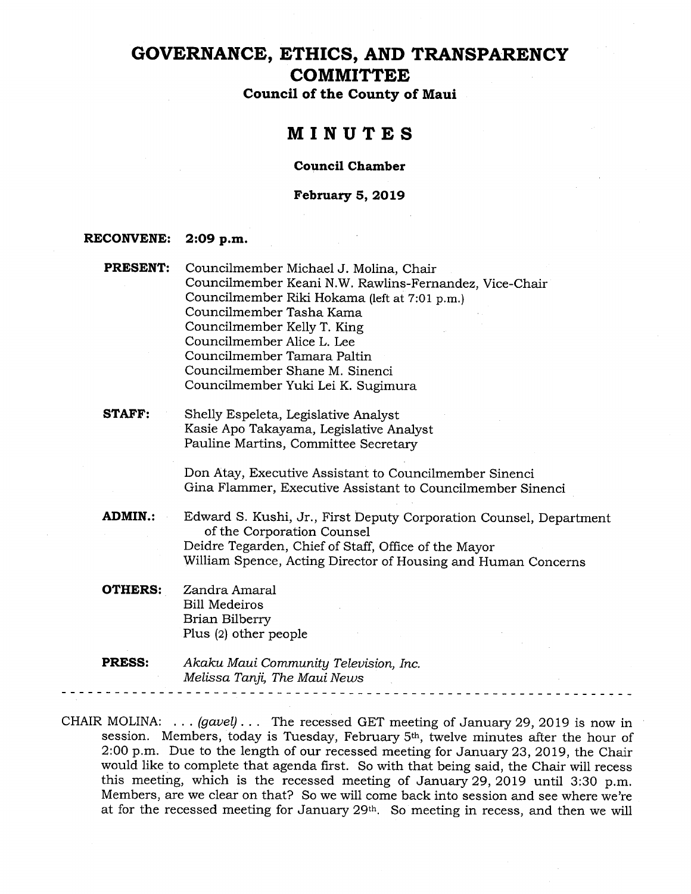# GOVERNANCE, ETHICS, AND TRANSPARENCY COMMITTEE

**Council of the County of Maui**

## MINUTES

**Council Chamber**

**February 5, 2019**

**RECONVENE:** **2:09 p.m.**

**PRESENT:** Councilmember Michael J. Molina, Chair
Councilmember Keani N.W. Rawlins-Fernandez, Vice-Chair
Councilmember Riki Hokama (left at 7:01 p.m.)
Councilmember Tasha Kama
Councilmember Kelly T. King
Councilmember Alice L. Lee
Councilmember Tamara Paltin
Councilmember Shane M. Sinenci
Councilmember Yuki Lei K. Sugimura

**STAFF:** Shelly Espeleta, Legislative Analyst
Kasie Apo Takayama, Legislative Analyst
Pauline Martins, Committee Secretary

Don Atay, Executive Assistant to Councilmember Sinenci
Gina Flammer, Executive Assistant to Councilmember Sinenci

**ADMIN.:** Edward S. Kushi, Jr., First Deputy Corporation Counsel, Department of the Corporation Counsel
Deidre Tegarden, Chief of Staff, Office of the Mayor
William Spence, Acting Director of Housing and Human Concerns

**OTHERS:** Zandra Amaral
Bill Medeiros
Brian Bilberry
Plus (2) other people

**PRESS:** *Akaku Maui Community Television, Inc.*
*Melissa Tanji, The Maui News*

---

CHAIR MOLINA: . . . *(gavel)* . . . The recessed GET meeting of January 29, 2019 is now in session. Members, today is Tuesday, February 5th, twelve minutes after the hour of 2:00 p.m. Due to the length of our recessed meeting for January 23, 2019, the Chair would like to complete that agenda first. So with that being said, the Chair will recess this meeting, which is the recessed meeting of January 29, 2019 until 3:30 p.m. Members, are we clear on that? So we will come back into session and see where we're at for the recessed meeting for January 29th. So meeting in recess, and then we will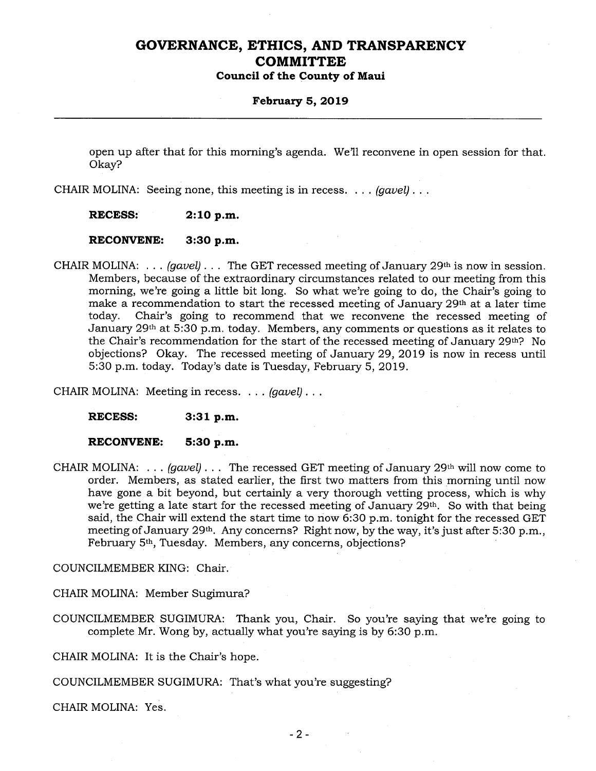open up after that for this morning's agenda. We'll reconvene in open session for that. Okay?

CHAIR MOLINA: Seeing none, this meeting is in recess. . . . *(gavel)* . . .

**RECESS: 2:10 p.m.**

**RECONVENE: 3:30 p.m.**

CHAIR MOLINA: . . . *(gavel)* . . . The GET recessed meeting of January 29th is now in session. Members, because of the extraordinary circumstances related to our meeting from this morning, we're going a little bit long. So what we're going to do, the Chair's going to make a recommendation to start the recessed meeting of January 29th at a later time today. Chair's going to recommend that we reconvene the recessed meeting of January 29th at 5:30 p.m. today. Members, any comments or questions as it relates to the Chair's recommendation for the start of the recessed meeting of January 29th? No objections? Okay. The recessed meeting of January 29, 2019 is now in recess until 5:30 p.m. today. Today's date is Tuesday, February 5, 2019.

CHAIR MOLINA: Meeting in recess. . . . *(gavel)* . . .

**RECESS: 3:31 p.m.**

**RECONVENE: 5:30 p.m.**

CHAIR MOLINA: . . . *(gavel)* . . . The recessed GET meeting of January 29th will now come to order. Members, as stated earlier, the first two matters from this morning until now have gone a bit beyond, but certainly a very thorough vetting process, which is why we're getting a late start for the recessed meeting of January 29th. So with that being said, the Chair will extend the start time to now 6:30 p.m. tonight for the recessed GET meeting of January 29th. Any concerns? Right now, by the way, it's just after 5:30 p.m., February 5th, Tuesday. Members, any concerns, objections?

COUNCILMEMBER KING: Chair.

CHAIR MOLINA: Member Sugimura?

COUNCILMEMBER SUGIMURA: Thank you, Chair. So you're saying that we're going to complete Mr. Wong by, actually what you're saying is by 6:30 p.m.

CHAIR MOLINA: It is the Chair's hope.

COUNCILMEMBER SUGIMURA: That's what you're suggesting?

CHAIR MOLINA: Yes.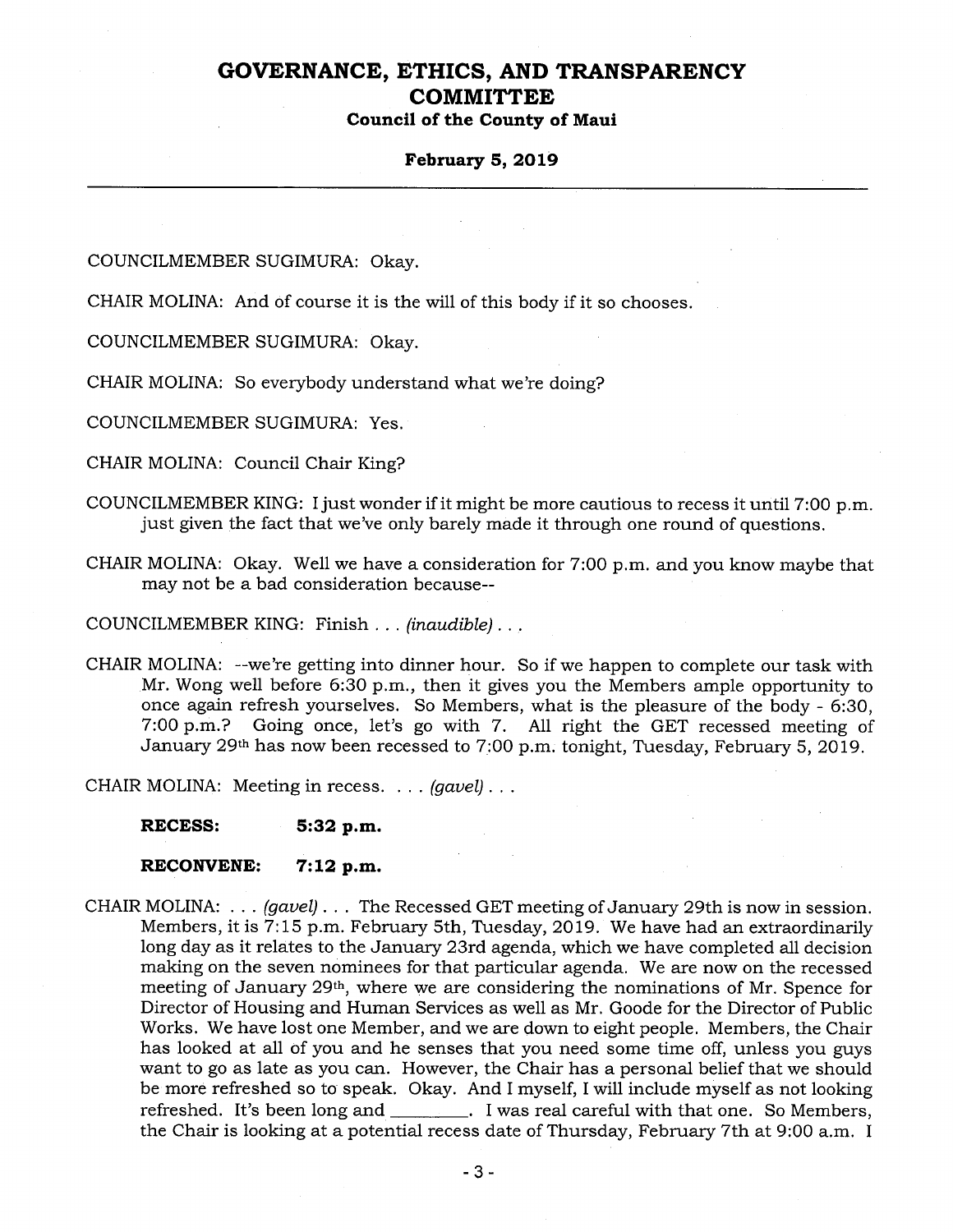COUNCILMEMBER SUGIMURA: Okay.

CHAIR MOLINA: And of course it is the will of this body if it so chooses.

COUNCILMEMBER SUGIMURA: Okay.

CHAIR MOLINA: So everybody understand what we're doing?

COUNCILMEMBER SUGIMURA: Yes.

CHAIR MOLINA: Council Chair King?

COUNCILMEMBER KING: I just wonder if it might be more cautious to recess it until 7:00 p.m. just given the fact that we've only barely made it through one round of questions.

CHAIR MOLINA: Okay. Well we have a consideration for 7:00 p.m. and you know maybe that may not be a bad consideration because--

COUNCILMEMBER KING: Finish . . . *(inaudible)* . . .

CHAIR MOLINA: --we're getting into dinner hour. So if we happen to complete our task with Mr. Wong well before 6:30 p.m., then it gives you the Members ample opportunity to once again refresh yourselves. So Members, what is the pleasure of the body - 6:30, 7:00 p.m.? Going once, let's go with 7. All right the GET recessed meeting of January 29th has now been recessed to 7:00 p.m. tonight, Tuesday, February 5, 2019.

CHAIR MOLINA: Meeting in recess. . . . *(gavel)* . . .

**RECESS: 5:32 p.m.**

**RECONVENE: 7:12 p.m.**

CHAIR MOLINA: . . . *(gavel)* . . . The Recessed GET meeting of January 29th is now in session. Members, it is 7:15 p.m. February 5th, Tuesday, 2019. We have had an extraordinarily long day as it relates to the January 23rd agenda, which we have completed all decision making on the seven nominees for that particular agenda. We are now on the recessed meeting of January 29th, where we are considering the nominations of Mr. Spence for Director of Housing and Human Services as well as Mr. Goode for the Director of Public Works. We have lost one Member, and we are down to eight people. Members, the Chair has looked at all of you and he senses that you need some time off, unless you guys want to go as late as you can. However, the Chair has a personal belief that we should be more refreshed so to speak. Okay. And I myself, I will include myself as not looking refreshed. It's been long and _________. I was real careful with that one. So Members, the Chair is looking at a potential recess date of Thursday, February 7th at 9:00 a.m. I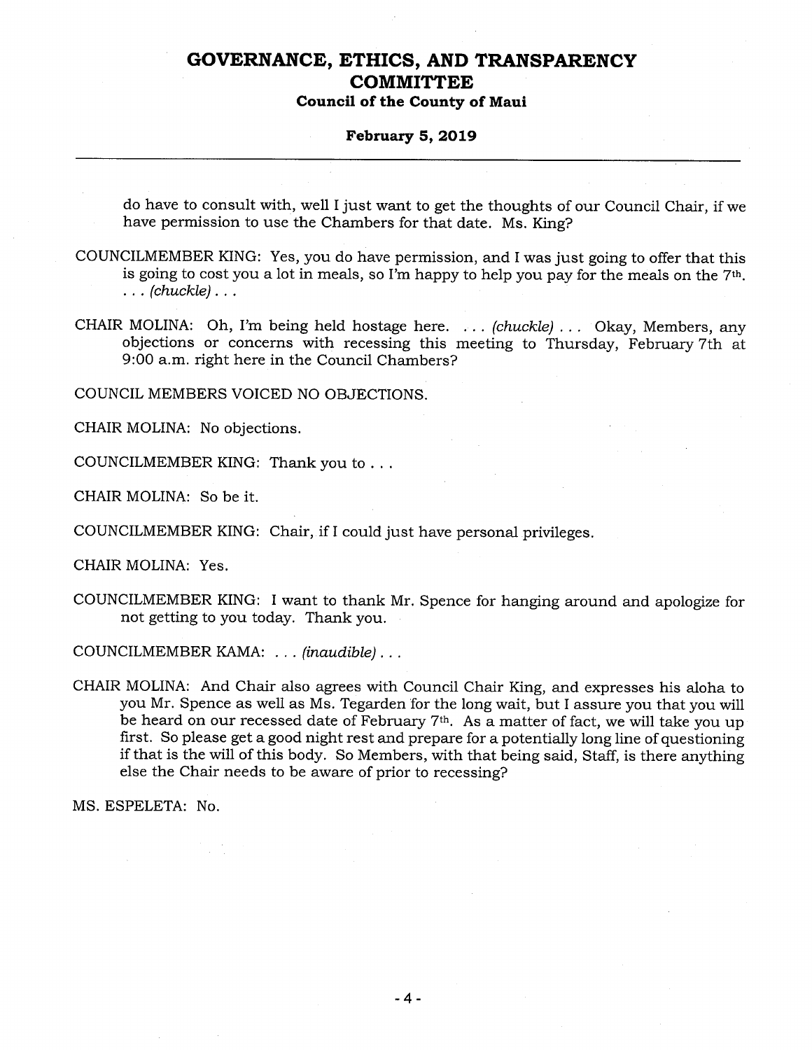do have to consult with, well I just want to get the thoughts of our Council Chair, if we have permission to use the Chambers for that date. Ms. King?

COUNCILMEMBER KING: Yes, you do have permission, and I was just going to offer that this is going to cost you a lot in meals, so I'm happy to help you pay for the meals on the 7th. . . . *(chuckle)* . . .

CHAIR MOLINA: Oh, I'm being held hostage here. . . . *(chuckle)* . . . Okay, Members, any objections or concerns with recessing this meeting to Thursday, February 7th at 9:00 a.m. right here in the Council Chambers?

COUNCIL MEMBERS VOICED NO OBJECTIONS.

CHAIR MOLINA: No objections.

COUNCILMEMBER KING: Thank you to . . .

CHAIR MOLINA: So be it.

COUNCILMEMBER KING: Chair, if I could just have personal privileges.

CHAIR MOLINA: Yes.

COUNCILMEMBER KING: I want to thank Mr. Spence for hanging around and apologize for not getting to you today. Thank you.

COUNCILMEMBER KAMA: . . . *(inaudible)* . . .

CHAIR MOLINA: And Chair also agrees with Council Chair King, and expresses his aloha to you Mr. Spence as well as Ms. Tegarden for the long wait, but I assure you that you will be heard on our recessed date of February 7th. As a matter of fact, we will take you up first. So please get a good night rest and prepare for a potentially long line of questioning if that is the will of this body. So Members, with that being said, Staff, is there anything else the Chair needs to be aware of prior to recessing?

MS. ESPELETA: No.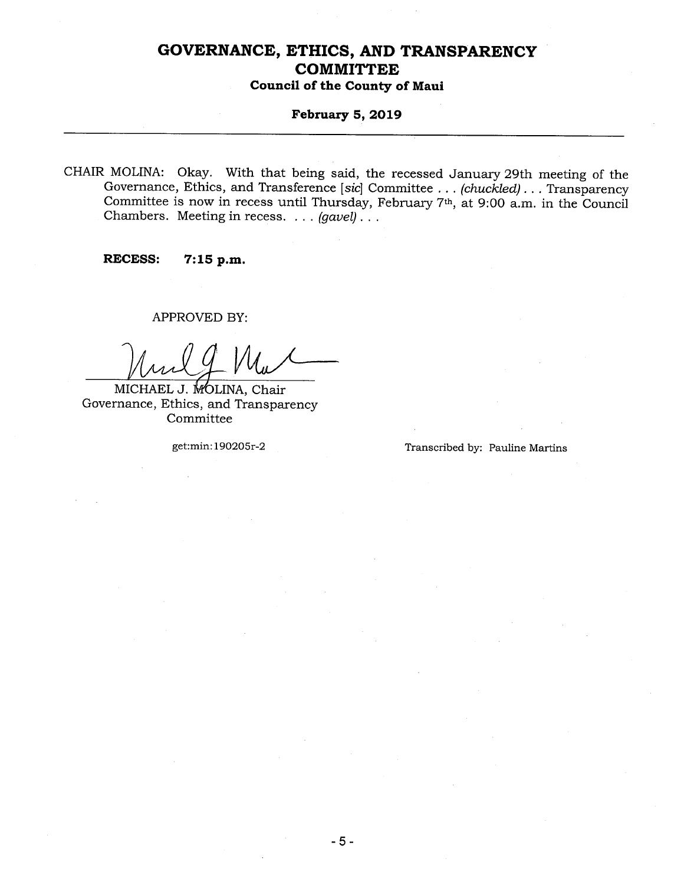CHAIR MOLINA: Okay. With that being said, the recessed January 29th meeting of the Governance, Ethics, and Transference [*sic*] Committee . . . *(chuckled)* . . . Transparency Committee is now in recess until Thursday, February 7th, at 9:00 a.m. in the Council Chambers. Meeting in recess. . . . *(gavel)* . . .

**RECESS: 7:15 p.m.**

APPROVED BY:

MICHAEL J. MOLINA, Chair
Governance, Ethics, and Transparency Committee

get:min:190205r-2

Transcribed by: Pauline Martins